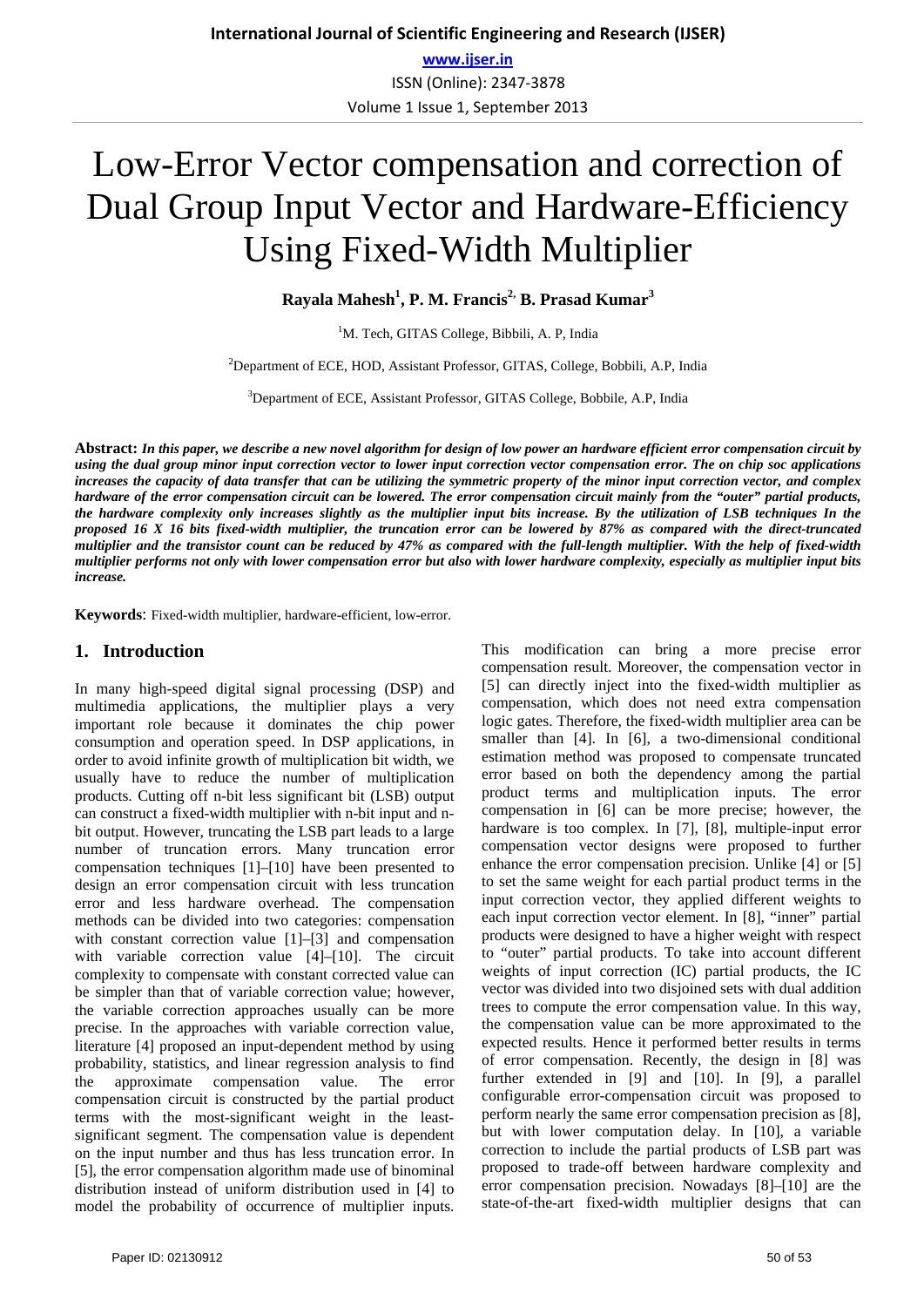# Low-Error Vector compensation and correction of Dual Group Input Vector and Hardware-Efficiency Using Fixed-Width Multiplier

**Rayala Mahesh[1], P. M. Francis[2], B. Prasad Kumar[3]**

[1]M. Tech, GITAS College, Bibbili, A. P, India

[2]Department of ECE, HOD, Assistant Professor, GITAS, College, Bobbili, A.P, India

[3]Department of ECE, Assistant Professor, GITAS College, Bobbile, A.P, India

**Abstract:** ***In this paper, we describe a new novel algorithm for design of low power an hardware efficient error compensation circuit by using the dual group minor input correction vector to lower input correction vector compensation error. The on chip soc applications increases the capacity of data transfer that can be utilizing the symmetric property of the minor input correction vector, and complex hardware of the error compensation circuit can be lowered. The error compensation circuit mainly from the "outer" partial products, the hardware complexity only increases slightly as the multiplier input bits increase. By the utilization of LSB techniques In the proposed 16 X 16 bits fixed-width multiplier, the truncation error can be lowered by 87% as compared with the direct-truncated multiplier and the transistor count can be reduced by 47% as compared with the full-length multiplier. With the help of fixed-width multiplier performs not only with lower compensation error but also with lower hardware complexity, especially as multiplier input bits increase.***

**Keywords**: Fixed-width multiplier, hardware-efficient, low-error.

## 1. Introduction

In many high-speed digital signal processing (DSP) and multimedia applications, the multiplier plays a very important role because it dominates the chip power consumption and operation speed. In DSP applications, in order to avoid infinite growth of multiplication bit width, we usually have to reduce the number of multiplication products. Cutting off n-bit less significant bit (LSB) output can construct a fixed-width multiplier with n-bit input and n-bit output. However, truncating the LSB part leads to a large number of truncation errors. Many truncation error compensation techniques [1]–[10] have been presented to design an error compensation circuit with less truncation error and less hardware overhead. The compensation methods can be divided into two categories: compensation with constant correction value [1]–[3] and compensation with variable correction value [4]–[10]. The circuit complexity to compensate with constant corrected value can be simpler than that of variable correction value; however, the variable correction approaches usually can be more precise. In the approaches with variable correction value, literature [4] proposed an input-dependent method by using probability, statistics, and linear regression analysis to find the approximate compensation value. The error compensation circuit is constructed by the partial product terms with the most-significant weight in the least-significant segment. The compensation value is dependent on the input number and thus has less truncation error. In [5], the error compensation algorithm made use of binominal distribution instead of uniform distribution used in [4] to model the probability of occurrence of multiplier inputs. This modification can bring a more precise error compensation result. Moreover, the compensation vector in [5] can directly inject into the fixed-width multiplier as compensation, which does not need extra compensation logic gates. Therefore, the fixed-width multiplier area can be smaller than [4]. In [6], a two-dimensional conditional estimation method was proposed to compensate truncated error based on both the dependency among the partial product terms and multiplication inputs. The error compensation in [6] can be more precise; however, the hardware is too complex. In [7], [8], multiple-input error compensation vector designs were proposed to further enhance the error compensation precision. Unlike [4] or [5] to set the same weight for each partial product terms in the input correction vector, they applied different weights to each input correction vector element. In [8], "inner" partial products were designed to have a higher weight with respect to "outer" partial products. To take into account different weights of input correction (IC) partial products, the IC vector was divided into two disjoined sets with dual addition trees to compute the error compensation value. In this way, the compensation value can be more approximated to the expected results. Hence it performed better results in terms of error compensation. Recently, the design in [8] was further extended in [9] and [10]. In [9], a parallel configurable error-compensation circuit was proposed to perform nearly the same error compensation precision as [8], but with lower computation delay. In [10], a variable correction to include the partial products of LSB part was proposed to trade-off between hardware complexity and error compensation precision. Nowadays [8]–[10] are the state-of-the-art fixed-width multiplier designs that can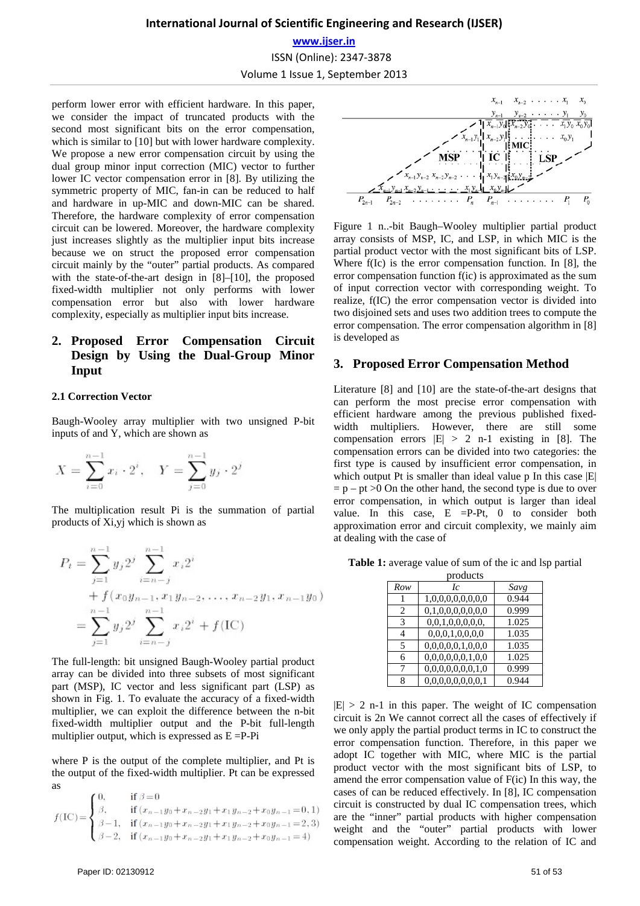perform lower error with efficient hardware. In this paper, we consider the impact of truncated products with the second most significant bits on the error compensation, which is similar to [10] but with lower hardware complexity. We propose a new error compensation circuit by using the dual group minor input correction (MIC) vector to further lower IC vector compensation error in [8]. By utilizing the symmetric property of MIC, fan-in can be reduced to half and hardware in up-MIC and down-MIC can be shared. Therefore, the hardware complexity of error compensation circuit can be lowered. Moreover, the hardware complexity just increases slightly as the multiplier input bits increase because we on struct the proposed error compensation circuit mainly by the "outer" partial products. As compared with the state-of-the-art design in [8]–[10], the proposed fixed-width multiplier not only performs with lower compensation error but also with lower hardware complexity, especially as multiplier input bits increase.

## 2. Proposed Error Compensation Circuit Design by Using the Dual-Group Minor Input

### 2.1 Correction Vector

Baugh-Wooley array multiplier with two unsigned P-bit inputs of and Y, which are shown as

$$X = \sum_{i=0}^{n-1} x_i \cdot 2^i, \quad Y = \sum_{j=0}^{n-1} y_j \cdot 2^j$$

The multiplication result Pi is the summation of partial products of Xi,yj which is shown as

$$\begin{aligned} P_t &= \sum_{j=1}^{n-1} y_j 2^j \sum_{i=n-j}^{n-1} x_i 2^i \\ &+ f(x_0 y_{n-1}, x_1 y_{n-2}, \ldots, x_{n-2} y_1, x_{n-1} y_0) \\ &= \sum_{j=1}^{n-1} y_j 2^j \sum_{i=n-j}^{n-1} x_i 2^i + f(\mathrm{IC}) \end{aligned}$$

The full-length: bit unsigned Baugh-Wooley partial product array can be divided into three subsets of most significant part (MSP), IC vector and less significant part (LSP) as shown in Fig. 1. To evaluate the accuracy of a fixed-width multiplier, we can exploit the difference between the n-bit fixed-width multiplier output and the P-bit full-length multiplier output, which is expressed as E =P-Pi

where P is the output of the complete multiplier, and Pt is the output of the fixed-width multiplier. Pt can be expressed as

$$f(\mathrm{IC}) = \begin{cases} 0, & \text{if } \beta = 0 \\ \beta, & \text{if } (x_{n-1}y_0 + x_{n-2}y_1 + x_1 y_{n-2} + x_0 y_{n-1} = 0, 1) \\ \beta - 1, & \text{if } (x_{n-1}y_0 + x_{n-2}y_1 + x_1 y_{n-2} + x_0 y_{n-1} = 2, 3) \\ \beta - 2, & \text{if } (x_{n-1}y_0 + x_{n-2}y_1 + x_1 y_{n-2} + x_0 y_{n-1} = 4) \end{cases}$$

Figure 1 n..-bit Baugh–Wooley multiplier partial product array consists of MSP, IC, and LSP, in which MIC is the partial product vector with the most significant bits of LSP. Where f(Ic) is the error compensation function. In [8], the error compensation function f(ic) is approximated as the sum of input correction vector with corresponding weight. To realize, f(IC) the error compensation vector is divided into two disjoined sets and uses two addition trees to compute the error compensation. The error compensation algorithm in [8] is developed as

## 3. Proposed Error Compensation Method

Literature [8] and [10] are the state-of-the-art designs that can perform the most precise error compensation with efficient hardware among the previous published fixed-width multipliers. However, there are still some compensation errors |E| > 2 n-1 existing in [8]. The compensation errors can be divided into two categories: the first type is caused by insufficient error compensation, in which output Pt is smaller than ideal value p In this case |E| = p – pt >0 On the other hand, the second type is due to over error compensation, in which output is larger than ideal value. In this case, E =P-Pt, 0 to consider both approximation error and circuit complexity, we mainly aim at dealing with the case of

**Table 1:** average value of sum of the ic and lsp partial products

| Row | Ic | Savg |
|---|---|---|
| 1 | 1,0,0,0,0,0,0,0,0 | 0.944 |
| 2 | 0,1,0,0,0,0,0,0,0 | 0.999 |
| 3 | 0,0,1,0,0,0,0,0, | 1.025 |
| 4 | 0,0,0,1,0,0,0,0 | 1.035 |
| 5 | 0,0,0,0,0,1,0,0,0 | 1.035 |
| 6 | 0,0,0,0,0,0,1,0,0 | 1.025 |
| 7 | 0,0,0,0,0,0,0,1,0 | 0.999 |
| 8 | 0,0,0,0,0,0,0,0,1 | 0.944 |

|E| > 2 n-1 in this paper. The weight of IC compensation circuit is 2n We cannot correct all the cases of effectively if we only apply the partial product terms in IC to construct the error compensation function. Therefore, in this paper we adopt IC together with MIC, where MIC is the partial product vector with the most significant bits of LSP, to amend the error compensation value of F(ic) In this way, the cases of can be reduced effectively. In [8], IC compensation circuit is constructed by dual IC compensation trees, which are the "inner" partial products with higher compensation weight and the "outer" partial products with lower compensation weight. According to the relation of IC and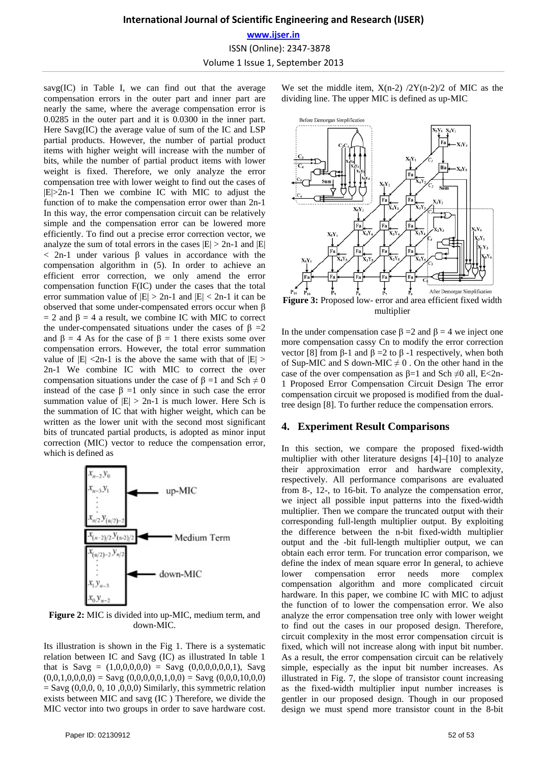savg(IC) in Table I, we can find out that the average compensation errors in the outer part and inner part are nearly the same, where the average compensation error is 0.0285 in the outer part and it is 0.0300 in the inner part. Here Savg(IC) the average value of sum of the IC and LSP partial products. However, the number of partial product items with higher weight will increase with the number of bits, while the number of partial product items with lower weight is fixed. Therefore, we only analyze the error compensation tree with lower weight to find out the cases of |E|>2n-1 Then we combine IC with MIC to adjust the function of to make the compensation error ower than 2n-1 In this way, the error compensation circuit can be relatively simple and the compensation error can be lowered more efficiently. To find out a precise error correction vector, we analyze the sum of total errors in the cases |E| > 2n-1 and |E| < 2n-1 under various β values in accordance with the compensation algorithm in (5). In order to achieve an efficient error correction, we amend the error compensation function F(IC) under the cases that the total error summation value of |E| > 2n-1 and |E| < 2n-1 it can be observed that some under-compensated errors occur when β = 2 and β = 4 a result, we combine IC with MIC to correct the under-compensated situations under the cases of β =2 and β = 4 As for the case of β = 1 there exists some over compensation errors. However, the total error summation value of |E| <2n-1 is the above the same with that of |E| > 2n-1 We combine IC with MIC to correct the over compensation situations under the case of β =1 and Sch ≠ 0 instead of the case β =1 only since in such case the error summation value of |E| > 2n-1 is much lower. Here Sch is the summation of IC that with higher weight, which can be written as the lower unit with the second most significant bits of truncated partial products, is adopted as minor input correction (MIC) vector to reduce the compensation error, which is defined as

**Figure 2:** MIC is divided into up-MIC, medium term, and down-MIC.

Its illustration is shown in the Fig 1. There is a systematic relation between IC and Savg (IC) as illustrated In table 1 that is Savg = (1,0,0,0,0,0,0) = Savg (0,0,0,0,0,0,1), Savg (0,0,1,0,0,0,0) = Savg (0,0,0,0,0,1,0,0) = Savg (0,0,0,10,0,0) = Savg (0,0,0, 0, 10 ,0,0,0) Similarly, this symmetric relation exists between MIC and savg (IC ) Therefore, we divide the MIC vector into two groups in order to save hardware cost. We set the middle item, X(n-2) /2Y(n-2)/2 of MIC as the dividing line. The upper MIC is defined as up-MIC

**Figure 3:** Proposed low- error and area efficient fixed width multiplier

In the under compensation case β =2 and β = 4 we inject one more compensation cassy Cn to modify the error correction vector [8] from β-1 and β =2 to β -1 respectively, when both of Sup-MIC and S down-MIC ≠ 0 . On the other hand in the case of the over compensation as β=1 and Sch ≠0 all, E<2n-1 Proposed Error Compensation Circuit Design The error compensation circuit we proposed is modified from the dual-tree design [8]. To further reduce the compensation errors.

## 4. Experiment Result Comparisons

In this section, we compare the proposed fixed-width multiplier with other literature designs [4]–[10] to analyze their approximation error and hardware complexity, respectively. All performance comparisons are evaluated from 8-, 12-, to 16-bit. To analyze the compensation error, we inject all possible input patterns into the fixed-width multiplier. Then we compare the truncated output with their corresponding full-length multiplier output. By exploiting the difference between the n-bit fixed-width multiplier output and the -bit full-length multiplier output, we can obtain each error term. For truncation error comparison, we define the index of mean square error In general, to achieve lower compensation error needs more complex compensation algorithm and more complicated circuit hardware. In this paper, we combine IC with MIC to adjust the function of to lower the compensation error. We also analyze the error compensation tree only with lower weight to find out the cases in our proposed design. Therefore, circuit complexity in the most error compensation circuit is fixed, which will not increase along with input bit number. As a result, the error compensation circuit can be relatively simple, especially as the input bit number increases. As illustrated in Fig. 7, the slope of transistor count increasing as the fixed-width multiplier input number increases is gentler in our proposed design. Though in our proposed design we must spend more transistor count in the 8-bit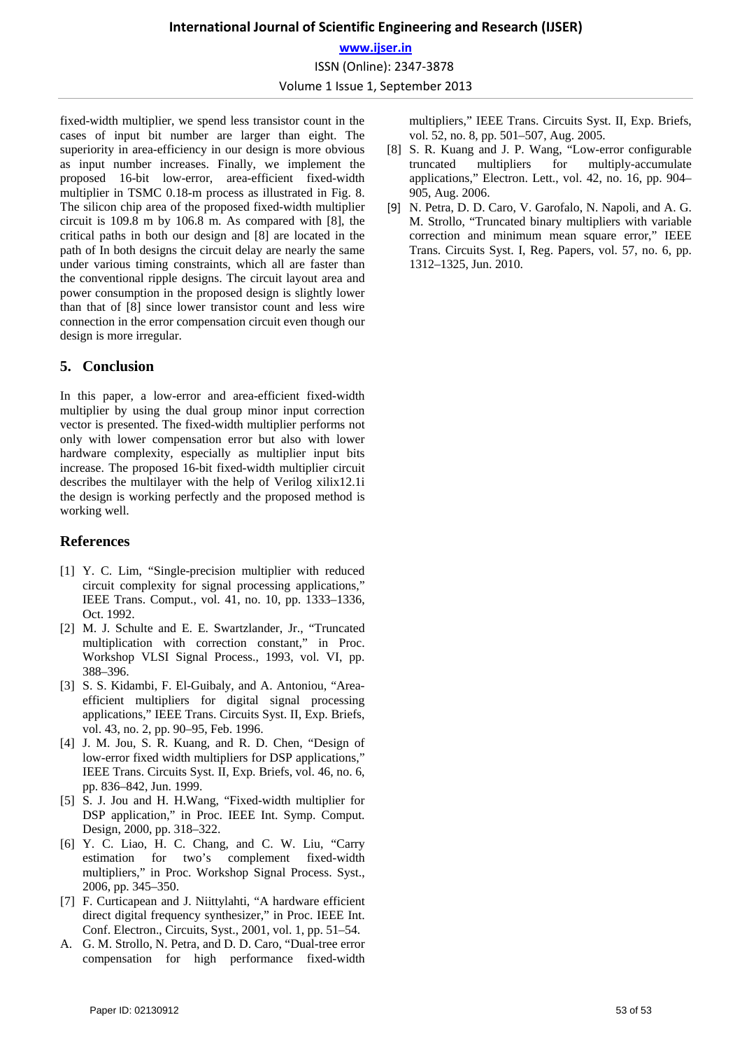fixed-width multiplier, we spend less transistor count in the cases of input bit number are larger than eight. The superiority in area-efficiency in our design is more obvious as input number increases. Finally, we implement the proposed 16-bit low-error, area-efficient fixed-width multiplier in TSMC 0.18-m process as illustrated in Fig. 8. The silicon chip area of the proposed fixed-width multiplier circuit is 109.8 m by 106.8 m. As compared with [8], the critical paths in both our design and [8] are located in the path of In both designs the circuit delay are nearly the same under various timing constraints, which all are faster than the conventional ripple designs. The circuit layout area and power consumption in the proposed design is slightly lower than that of [8] since lower transistor count and less wire connection in the error compensation circuit even though our design is more irregular.

## 5. Conclusion

In this paper, a low-error and area-efficient fixed-width multiplier by using the dual group minor input correction vector is presented. The fixed-width multiplier performs not only with lower compensation error but also with lower hardware complexity, especially as multiplier input bits increase. The proposed 16-bit fixed-width multiplier circuit describes the multilayer with the help of Verilog xilix12.1i the design is working perfectly and the proposed method is working well.

## References

- [1] Y. C. Lim, "Single-precision multiplier with reduced circuit complexity for signal processing applications," IEEE Trans. Comput., vol. 41, no. 10, pp. 1333–1336, Oct. 1992.
- [2] M. J. Schulte and E. E. Swartzlander, Jr., "Truncated multiplication with correction constant," in Proc. Workshop VLSI Signal Process., 1993, vol. VI, pp. 388–396.
- [3] S. S. Kidambi, F. El-Guibaly, and A. Antoniou, "Area-efficient multipliers for digital signal processing applications," IEEE Trans. Circuits Syst. II, Exp. Briefs, vol. 43, no. 2, pp. 90–95, Feb. 1996.
- [4] J. M. Jou, S. R. Kuang, and R. D. Chen, "Design of low-error fixed width multipliers for DSP applications," IEEE Trans. Circuits Syst. II, Exp. Briefs, vol. 46, no. 6, pp. 836–842, Jun. 1999.
- [5] S. J. Jou and H. H.Wang, "Fixed-width multiplier for DSP application," in Proc. IEEE Int. Symp. Comput. Design, 2000, pp. 318–322.
- [6] Y. C. Liao, H. C. Chang, and C. W. Liu, "Carry estimation for two's complement fixed-width multipliers," in Proc. Workshop Signal Process. Syst., 2006, pp. 345–350.
- [7] F. Curticapean and J. Niittylahti, "A hardware efficient direct digital frequency synthesizer," in Proc. IEEE Int. Conf. Electron., Circuits, Syst., 2001, vol. 1, pp. 51–54.
- A. G. M. Strollo, N. Petra, and D. D. Caro, "Dual-tree error compensation for high performance fixed-width multipliers," IEEE Trans. Circuits Syst. II, Exp. Briefs, vol. 52, no. 8, pp. 501–507, Aug. 2005.
- [8] S. R. Kuang and J. P. Wang, "Low-error configurable truncated multipliers for multiply-accumulate applications," Electron. Lett., vol. 42, no. 16, pp. 904–905, Aug. 2006.
- [9] N. Petra, D. D. Caro, V. Garofalo, N. Napoli, and A. G. M. Strollo, "Truncated binary multipliers with variable correction and minimum mean square error," IEEE Trans. Circuits Syst. I, Reg. Papers, vol. 57, no. 6, pp. 1312–1325, Jun. 2010.